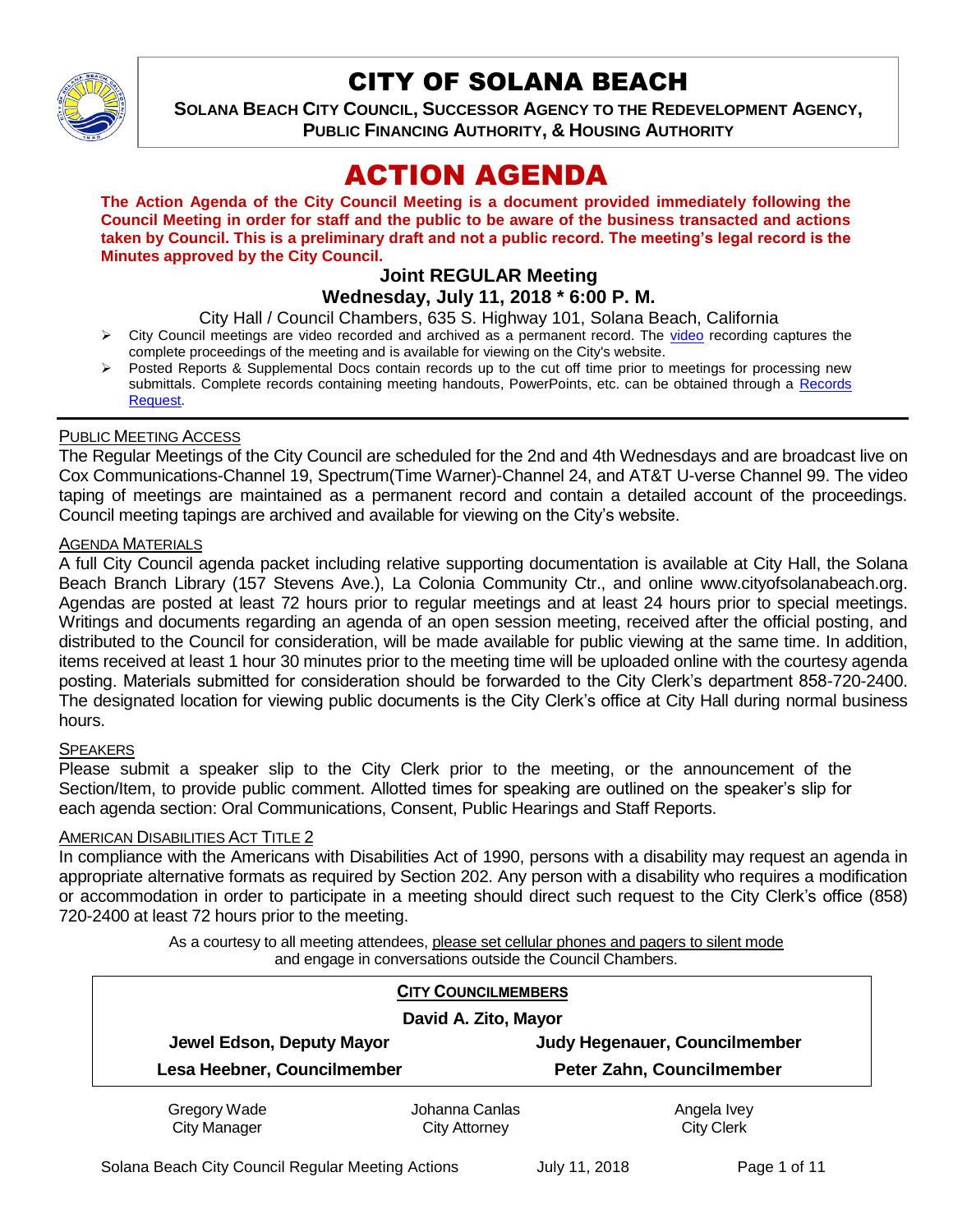# CITY OF SOLANA BEACH

**SOLANA BEACH CITY COUNCIL, SUCCESSOR AGENCY TO THE REDEVELOPMENT AGENCY, PUBLIC FINANCING AUTHORITY, & HOUSING AUTHORITY**

# ACTION AGENDA

**The Action Agenda of the City Council Meeting is a document provided immediately following the Council Meeting in order for staff and the public to be aware of the business transacted and actions taken by Council. This is a preliminary draft and not a public record. The meeting's legal record is the Minutes approved by the City Council.**

## Joint REGULAR Meeting
## Wednesday, July 11, 2018 * 6:00 P. M.

City Hall / Council Chambers, 635 S. Highway 101, Solana Beach, California

- City Council meetings are video recorded and archived as a permanent record. The video recording captures the complete proceedings of the meeting and is available for viewing on the City's website.
- Posted Reports & Supplemental Docs contain records up to the cut off time prior to meetings for processing new submittals. Complete records containing meeting handouts, PowerPoints, etc. can be obtained through a Records Request.

PUBLIC MEETING ACCESS

The Regular Meetings of the City Council are scheduled for the 2nd and 4th Wednesdays and are broadcast live on Cox Communications-Channel 19, Spectrum(Time Warner)-Channel 24, and AT&T U-verse Channel 99. The video taping of meetings are maintained as a permanent record and contain a detailed account of the proceedings. Council meeting tapings are archived and available for viewing on the City's website.

AGENDA MATERIALS

A full City Council agenda packet including relative supporting documentation is available at City Hall, the Solana Beach Branch Library (157 Stevens Ave.), La Colonia Community Ctr., and online www.cityofsolanabeach.org. Agendas are posted at least 72 hours prior to regular meetings and at least 24 hours prior to special meetings. Writings and documents regarding an agenda of an open session meeting, received after the official posting, and distributed to the Council for consideration, will be made available for public viewing at the same time. In addition, items received at least 1 hour 30 minutes prior to the meeting time will be uploaded online with the courtesy agenda posting. Materials submitted for consideration should be forwarded to the City Clerk's department 858-720-2400. The designated location for viewing public documents is the City Clerk's office at City Hall during normal business hours.

SPEAKERS

Please submit a speaker slip to the City Clerk prior to the meeting, or the announcement of the Section/Item, to provide public comment. Allotted times for speaking are outlined on the speaker's slip for each agenda section: Oral Communications, Consent, Public Hearings and Staff Reports.

AMERICAN DISABILITIES ACT TITLE 2

In compliance with the Americans with Disabilities Act of 1990, persons with a disability may request an agenda in appropriate alternative formats as required by Section 202. Any person with a disability who requires a modification or accommodation in order to participate in a meeting should direct such request to the City Clerk's office (858) 720-2400 at least 72 hours prior to the meeting.

As a courtesy to all meeting attendees, please set cellular phones and pagers to silent mode and engage in conversations outside the Council Chambers.

**CITY COUNCILMEMBERS**

**David A. Zito, Mayor**

| | |
|---|---|
| **Jewel Edson, Deputy Mayor** | **Judy Hegenauer, Councilmember** |
| **Lesa Heebner, Councilmember** | **Peter Zahn, Councilmember** |

| Gregory Wade | Johanna Canlas | Angela Ivey |
|---|---|---|
| City Manager | City Attorney | City Clerk |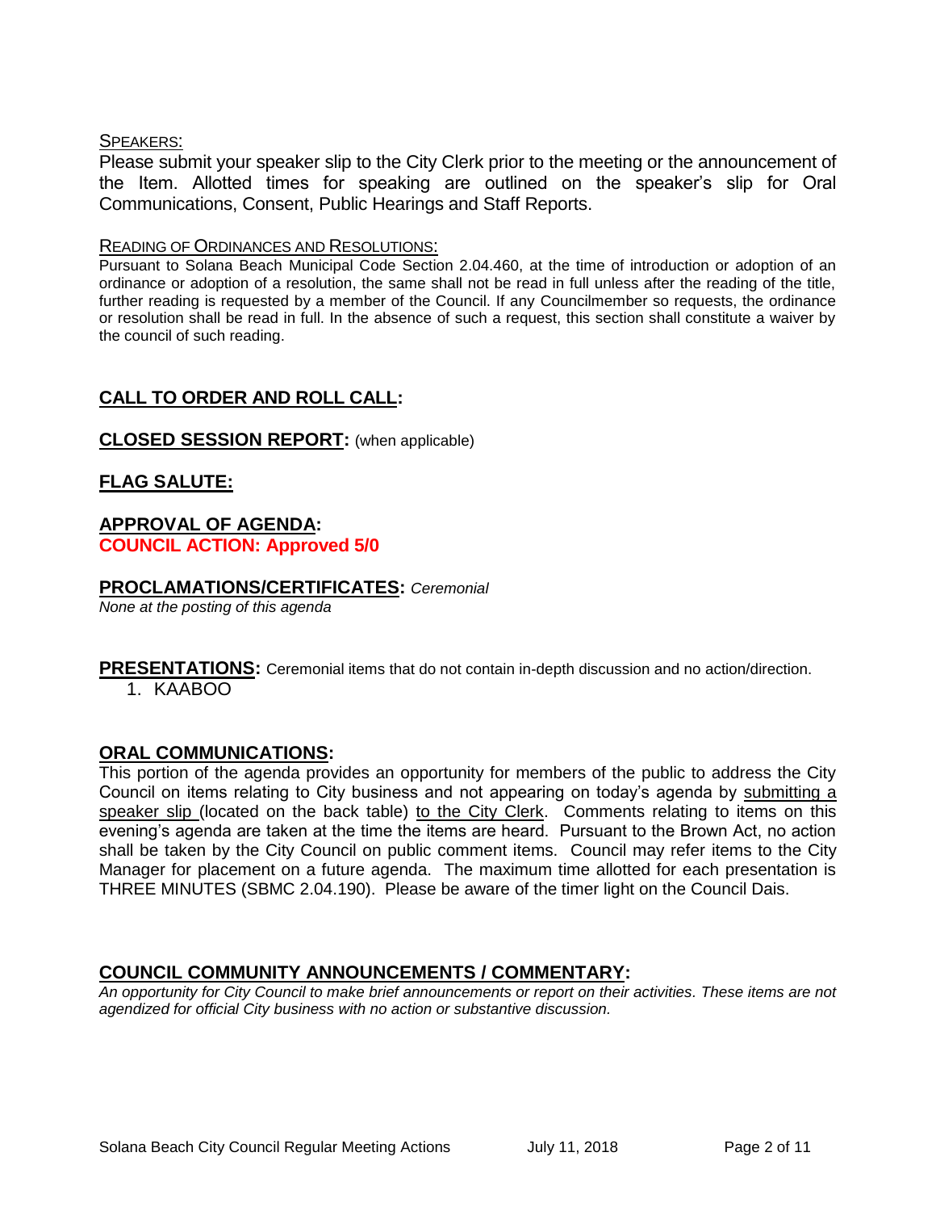SPEAKERS:

Please submit your speaker slip to the City Clerk prior to the meeting or the announcement of the Item. Allotted times for speaking are outlined on the speaker's slip for Oral Communications, Consent, Public Hearings and Staff Reports.

READING OF ORDINANCES AND RESOLUTIONS:

Pursuant to Solana Beach Municipal Code Section 2.04.460, at the time of introduction or adoption of an ordinance or adoption of a resolution, the same shall not be read in full unless after the reading of the title, further reading is requested by a member of the Council. If any Councilmember so requests, the ordinance or resolution shall be read in full. In the absence of such a request, this section shall constitute a waiver by the council of such reading.

## CALL TO ORDER AND ROLL CALL:

## CLOSED SESSION REPORT: (when applicable)

## FLAG SALUTE:

## APPROVAL OF AGENDA:

**COUNCIL ACTION: Approved 5/0**

## PROCLAMATIONS/CERTIFICATES: *Ceremonial*

*None at the posting of this agenda*

## PRESENTATIONS: Ceremonial items that do not contain in-depth discussion and no action/direction.

1. KAABOO

## ORAL COMMUNICATIONS:

This portion of the agenda provides an opportunity for members of the public to address the City Council on items relating to City business and not appearing on today's agenda by submitting a speaker slip (located on the back table) to the City Clerk. Comments relating to items on this evening's agenda are taken at the time the items are heard. Pursuant to the Brown Act, no action shall be taken by the City Council on public comment items. Council may refer items to the City Manager for placement on a future agenda. The maximum time allotted for each presentation is THREE MINUTES (SBMC 2.04.190). Please be aware of the timer light on the Council Dais.

## COUNCIL COMMUNITY ANNOUNCEMENTS / COMMENTARY:

*An opportunity for City Council to make brief announcements or report on their activities. These items are not agendized for official City business with no action or substantive discussion.*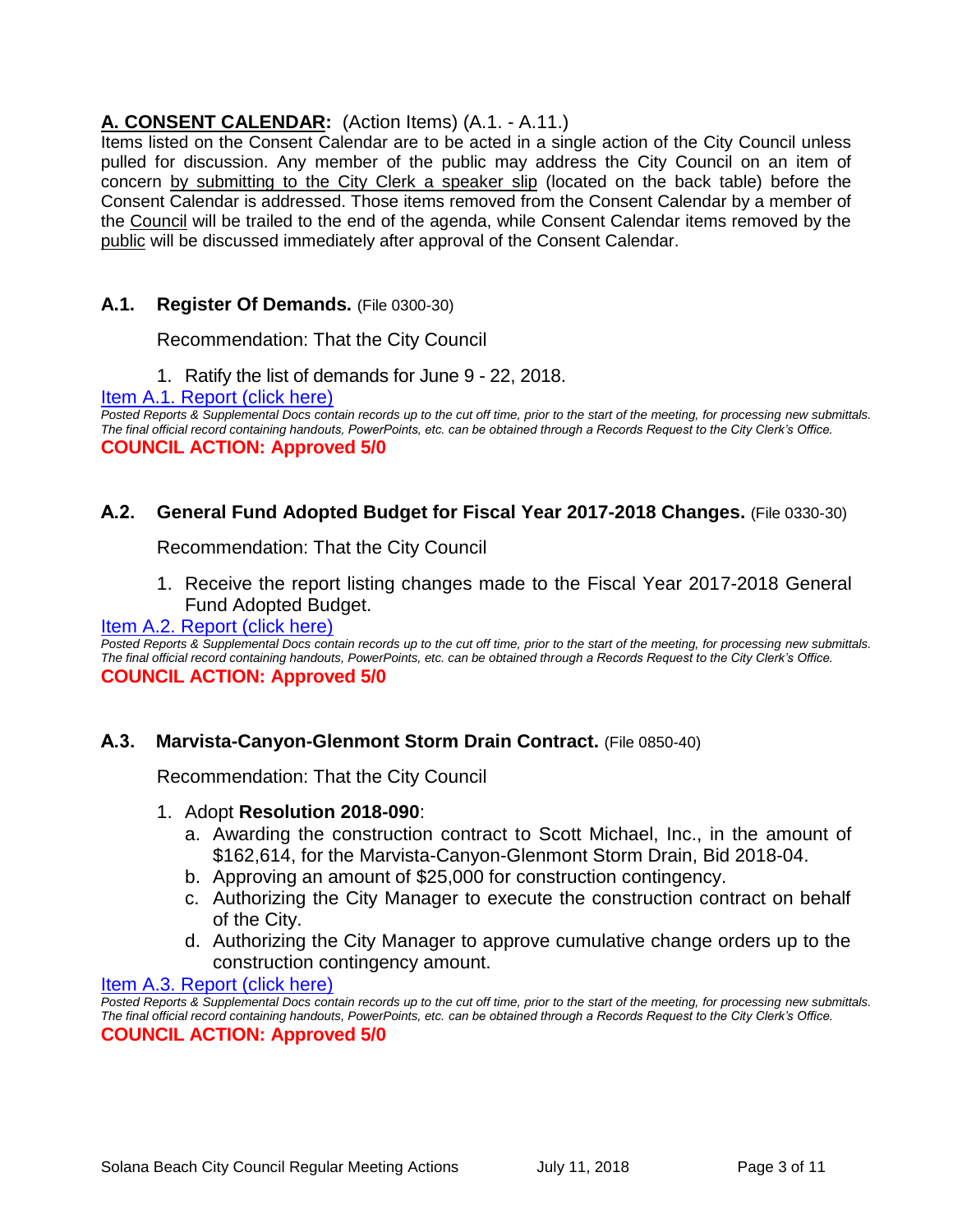## A. CONSENT CALENDAR: (Action Items) (A.1. - A.11.)

Items listed on the Consent Calendar are to be acted in a single action of the City Council unless pulled for discussion. Any member of the public may address the City Council on an item of concern by submitting to the City Clerk a speaker slip (located on the back table) before the Consent Calendar is addressed. Those items removed from the Consent Calendar by a member of the Council will be trailed to the end of the agenda, while Consent Calendar items removed by the public will be discussed immediately after approval of the Consent Calendar.

### A.1. Register Of Demands. (File 0300-30)

Recommendation: That the City Council

1. Ratify the list of demands for June 9 - 22, 2018.

[Item A.1. Report (click here)]

*Posted Reports & Supplemental Docs contain records up to the cut off time, prior to the start of the meeting, for processing new submittals. The final official record containing handouts, PowerPoints, etc. can be obtained through a Records Request to the City Clerk's Office.*

**COUNCIL ACTION: Approved 5/0**

### A.2. General Fund Adopted Budget for Fiscal Year 2017-2018 Changes. (File 0330-30)

Recommendation: That the City Council

1. Receive the report listing changes made to the Fiscal Year 2017-2018 General Fund Adopted Budget.

[Item A.2. Report (click here)]

*Posted Reports & Supplemental Docs contain records up to the cut off time, prior to the start of the meeting, for processing new submittals. The final official record containing handouts, PowerPoints, etc. can be obtained through a Records Request to the City Clerk's Office.*

**COUNCIL ACTION: Approved 5/0**

### A.3. Marvista-Canyon-Glenmont Storm Drain Contract. (File 0850-40)

Recommendation: That the City Council

1. Adopt **Resolution 2018-090**:
   a. Awarding the construction contract to Scott Michael, Inc., in the amount of $162,614, for the Marvista-Canyon-Glenmont Storm Drain, Bid 2018-04.
   b. Approving an amount of $25,000 for construction contingency.
   c. Authorizing the City Manager to execute the construction contract on behalf of the City.
   d. Authorizing the City Manager to approve cumulative change orders up to the construction contingency amount.

[Item A.3. Report (click here)]

*Posted Reports & Supplemental Docs contain records up to the cut off time, prior to the start of the meeting, for processing new submittals. The final official record containing handouts, PowerPoints, etc. can be obtained through a Records Request to the City Clerk's Office.*

**COUNCIL ACTION: Approved 5/0**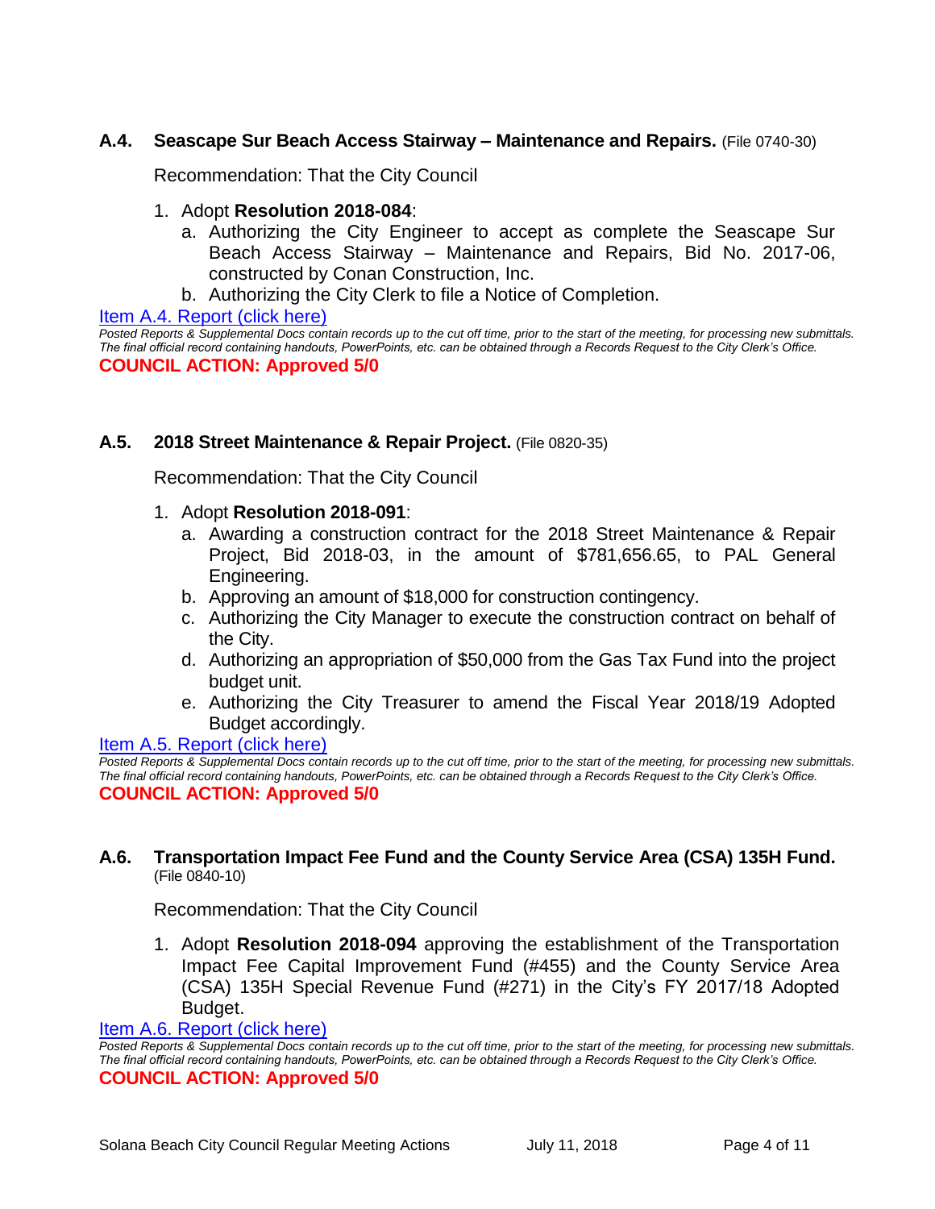### A.4. Seascape Sur Beach Access Stairway – Maintenance and Repairs. (File 0740-30)

Recommendation: That the City Council

1. Adopt **Resolution 2018-084**:
   a. Authorizing the City Engineer to accept as complete the Seascape Sur Beach Access Stairway – Maintenance and Repairs, Bid No. 2017-06, constructed by Conan Construction, Inc.
   b. Authorizing the City Clerk to file a Notice of Completion.

Item A.4. Report (click here)

*Posted Reports & Supplemental Docs contain records up to the cut off time, prior to the start of the meeting, for processing new submittals. The final official record containing handouts, PowerPoints, etc. can be obtained through a Records Request to the City Clerk's Office.*

**COUNCIL ACTION: Approved 5/0**

### A.5. 2018 Street Maintenance & Repair Project. (File 0820-35)

Recommendation: That the City Council

1. Adopt **Resolution 2018-091**:
   a. Awarding a construction contract for the 2018 Street Maintenance & Repair Project, Bid 2018-03, in the amount of $781,656.65, to PAL General Engineering.
   b. Approving an amount of $18,000 for construction contingency.
   c. Authorizing the City Manager to execute the construction contract on behalf of the City.
   d. Authorizing an appropriation of $50,000 from the Gas Tax Fund into the project budget unit.
   e. Authorizing the City Treasurer to amend the Fiscal Year 2018/19 Adopted Budget accordingly.

Item A.5. Report (click here)

*Posted Reports & Supplemental Docs contain records up to the cut off time, prior to the start of the meeting, for processing new submittals. The final official record containing handouts, PowerPoints, etc. can be obtained through a Records Request to the City Clerk's Office.*

**COUNCIL ACTION: Approved 5/0**

### A.6. Transportation Impact Fee Fund and the County Service Area (CSA) 135H Fund. (File 0840-10)

Recommendation: That the City Council

1. Adopt **Resolution 2018-094** approving the establishment of the Transportation Impact Fee Capital Improvement Fund (#455) and the County Service Area (CSA) 135H Special Revenue Fund (#271) in the City's FY 2017/18 Adopted Budget.

Item A.6. Report (click here)

*Posted Reports & Supplemental Docs contain records up to the cut off time, prior to the start of the meeting, for processing new submittals. The final official record containing handouts, PowerPoints, etc. can be obtained through a Records Request to the City Clerk's Office.*

**COUNCIL ACTION: Approved 5/0**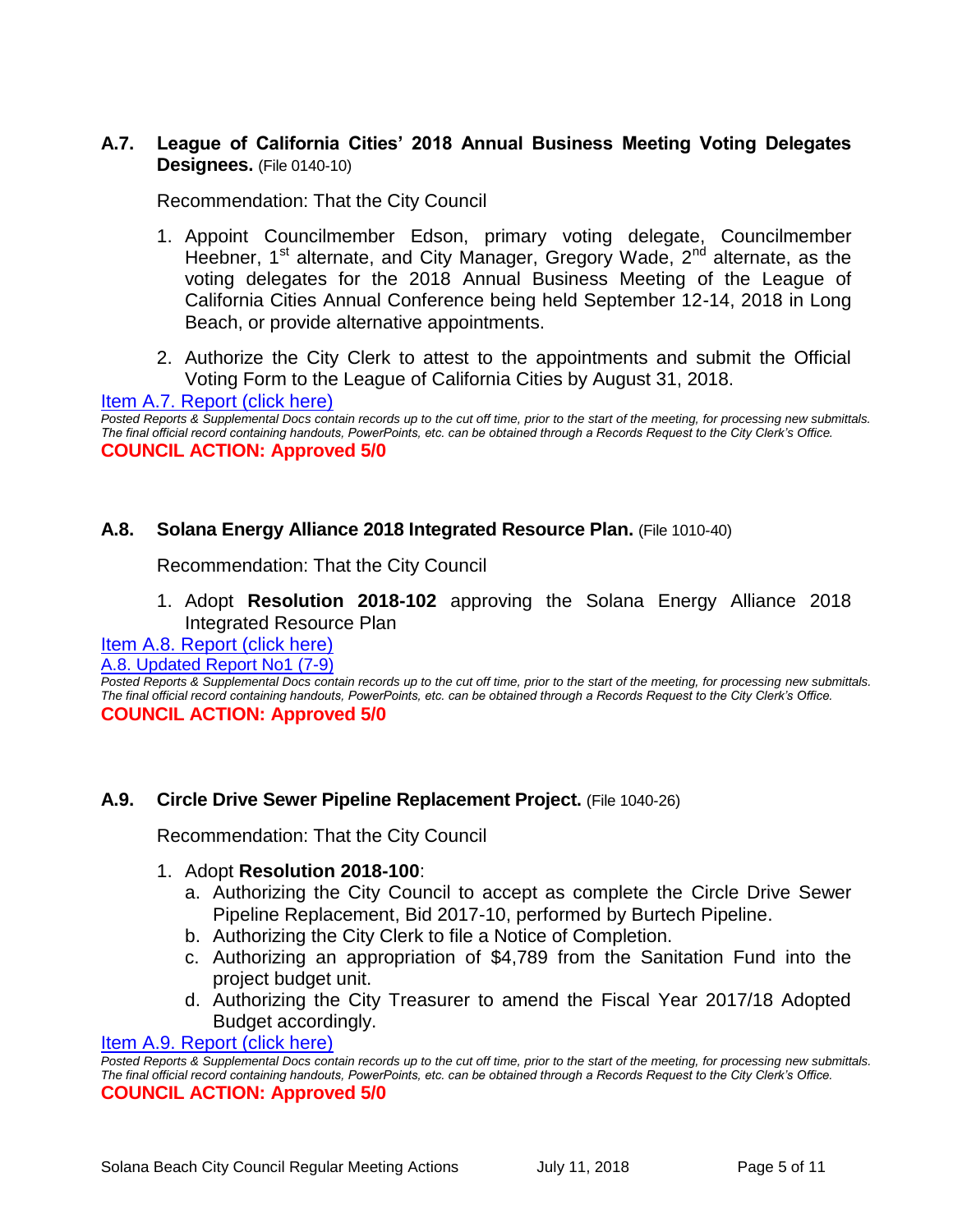### A.7. League of California Cities' 2018 Annual Business Meeting Voting Delegates Designees. (File 0140-10)

Recommendation: That the City Council

1. Appoint Councilmember Edson, primary voting delegate, Councilmember Heebner, 1st alternate, and City Manager, Gregory Wade, 2nd alternate, as the voting delegates for the 2018 Annual Business Meeting of the League of California Cities Annual Conference being held September 12-14, 2018 in Long Beach, or provide alternative appointments.

2. Authorize the City Clerk to attest to the appointments and submit the Official Voting Form to the League of California Cities by August 31, 2018.

Item A.7. Report (click here)

*Posted Reports & Supplemental Docs contain records up to the cut off time, prior to the start of the meeting, for processing new submittals. The final official record containing handouts, PowerPoints, etc. can be obtained through a Records Request to the City Clerk's Office.*

**COUNCIL ACTION: Approved 5/0**

### A.8. Solana Energy Alliance 2018 Integrated Resource Plan. (File 1010-40)

Recommendation: That the City Council

1. Adopt **Resolution 2018-102** approving the Solana Energy Alliance 2018 Integrated Resource Plan

Item A.8. Report (click here)

A.8. Updated Report No1 (7-9)

*Posted Reports & Supplemental Docs contain records up to the cut off time, prior to the start of the meeting, for processing new submittals. The final official record containing handouts, PowerPoints, etc. can be obtained through a Records Request to the City Clerk's Office.*

**COUNCIL ACTION: Approved 5/0**

### A.9. Circle Drive Sewer Pipeline Replacement Project. (File 1040-26)

Recommendation: That the City Council

1. Adopt **Resolution 2018-100**:
   a. Authorizing the City Council to accept as complete the Circle Drive Sewer Pipeline Replacement, Bid 2017-10, performed by Burtech Pipeline.
   b. Authorizing the City Clerk to file a Notice of Completion.
   c. Authorizing an appropriation of $4,789 from the Sanitation Fund into the project budget unit.
   d. Authorizing the City Treasurer to amend the Fiscal Year 2017/18 Adopted Budget accordingly.

Item A.9. Report (click here)

*Posted Reports & Supplemental Docs contain records up to the cut off time, prior to the start of the meeting, for processing new submittals. The final official record containing handouts, PowerPoints, etc. can be obtained through a Records Request to the City Clerk's Office.*

**COUNCIL ACTION: Approved 5/0**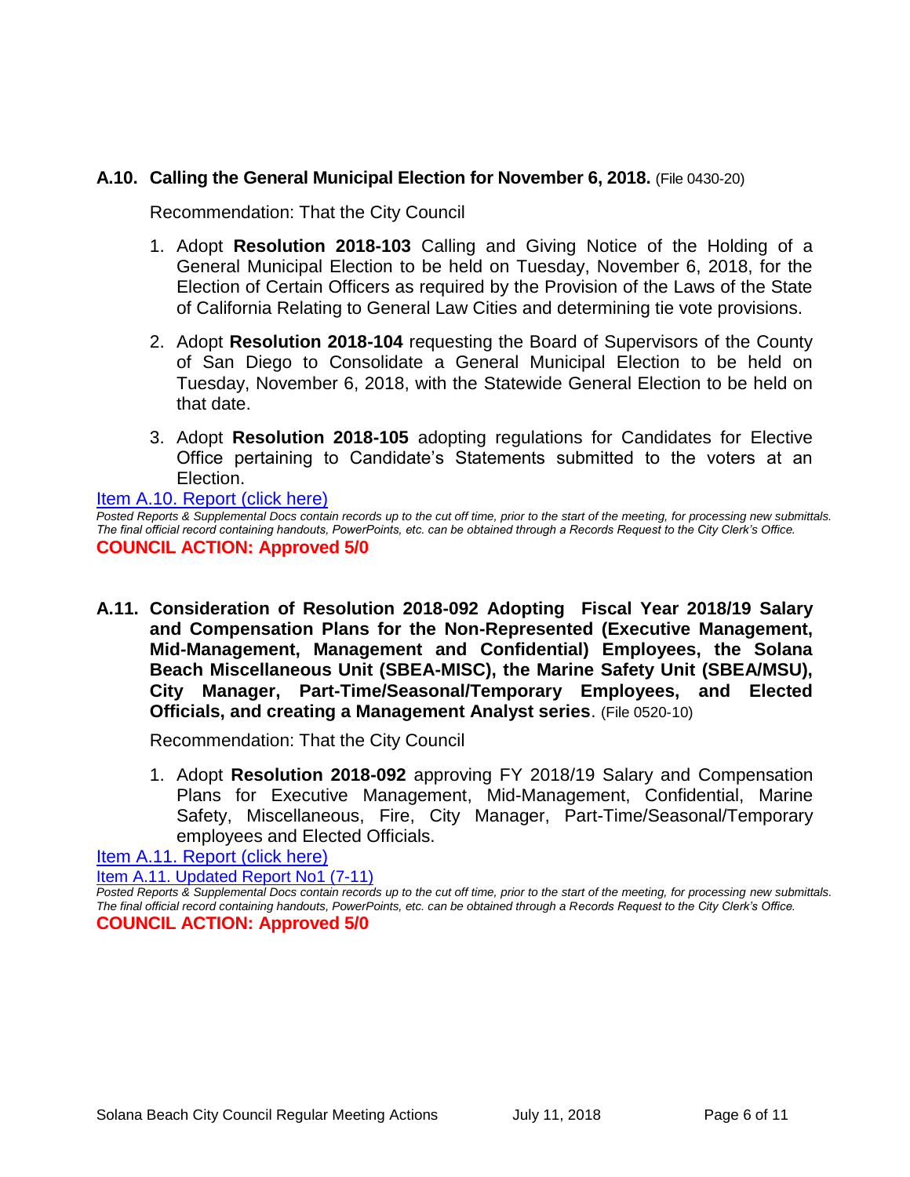**A.10. Calling the General Municipal Election for November 6, 2018.** (File 0430-20)

Recommendation: That the City Council

1. Adopt **Resolution 2018-103** Calling and Giving Notice of the Holding of a General Municipal Election to be held on Tuesday, November 6, 2018, for the Election of Certain Officers as required by the Provision of the Laws of the State of California Relating to General Law Cities and determining tie vote provisions.
2. Adopt **Resolution 2018-104** requesting the Board of Supervisors of the County of San Diego to Consolidate a General Municipal Election to be held on Tuesday, November 6, 2018, with the Statewide General Election to be held on that date.
3. Adopt **Resolution 2018-105** adopting regulations for Candidates for Elective Office pertaining to Candidate's Statements submitted to the voters at an Election.

Item A.10. Report (click here)

*Posted Reports & Supplemental Docs contain records up to the cut off time, prior to the start of the meeting, for processing new submittals. The final official record containing handouts, PowerPoints, etc. can be obtained through a Records Request to the City Clerk's Office.*

**COUNCIL ACTION: Approved 5/0**

**A.11. Consideration of Resolution 2018-092 Adopting Fiscal Year 2018/19 Salary and Compensation Plans for the Non-Represented (Executive Management, Mid-Management, Management and Confidential) Employees, the Solana Beach Miscellaneous Unit (SBEA-MISC), the Marine Safety Unit (SBEA/MSU), City Manager, Part-Time/Seasonal/Temporary Employees, and Elected Officials, and creating a Management Analyst series**. (File 0520-10)

Recommendation: That the City Council

1. Adopt **Resolution 2018-092** approving FY 2018/19 Salary and Compensation Plans for Executive Management, Mid-Management, Confidential, Marine Safety, Miscellaneous, Fire, City Manager, Part-Time/Seasonal/Temporary employees and Elected Officials.

Item A.11. Report (click here)

Item A.11. Updated Report No1 (7-11)

*Posted Reports & Supplemental Docs contain records up to the cut off time, prior to the start of the meeting, for processing new submittals. The final official record containing handouts, PowerPoints, etc. can be obtained through a Records Request to the City Clerk's Office.*

**COUNCIL ACTION: Approved 5/0**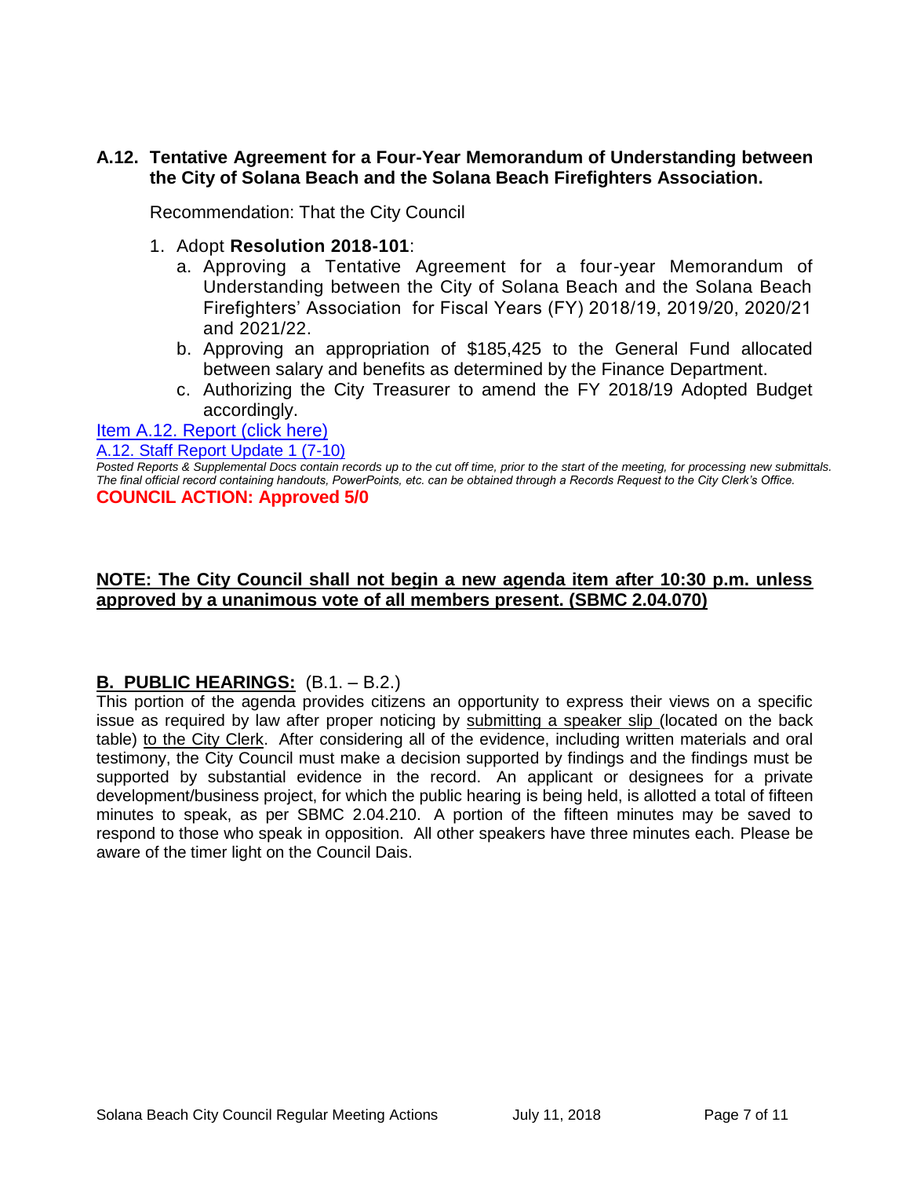### A.12. Tentative Agreement for a Four-Year Memorandum of Understanding between the City of Solana Beach and the Solana Beach Firefighters Association.

Recommendation: That the City Council

1. Adopt **Resolution 2018-101**:
   a. Approving a Tentative Agreement for a four-year Memorandum of Understanding between the City of Solana Beach and the Solana Beach Firefighters' Association for Fiscal Years (FY) 2018/19, 2019/20, 2020/21 and 2021/22.
   b. Approving an appropriation of $185,425 to the General Fund allocated between salary and benefits as determined by the Finance Department.
   c. Authorizing the City Treasurer to amend the FY 2018/19 Adopted Budget accordingly.

Item A.12. Report (click here)

A.12. Staff Report Update 1 (7-10)

*Posted Reports & Supplemental Docs contain records up to the cut off time, prior to the start of the meeting, for processing new submittals. The final official record containing handouts, PowerPoints, etc. can be obtained through a Records Request to the City Clerk's Office.*

**COUNCIL ACTION: Approved 5/0**

**NOTE: The City Council shall not begin a new agenda item after 10:30 p.m. unless approved by a unanimous vote of all members present. (SBMC 2.04.070)**

## B. PUBLIC HEARINGS: (B.1. – B.2.)

This portion of the agenda provides citizens an opportunity to express their views on a specific issue as required by law after proper noticing by submitting a speaker slip (located on the back table) to the City Clerk. After considering all of the evidence, including written materials and oral testimony, the City Council must make a decision supported by findings and the findings must be supported by substantial evidence in the record. An applicant or designees for a private development/business project, for which the public hearing is being held, is allotted a total of fifteen minutes to speak, as per SBMC 2.04.210. A portion of the fifteen minutes may be saved to respond to those who speak in opposition. All other speakers have three minutes each. Please be aware of the timer light on the Council Dais.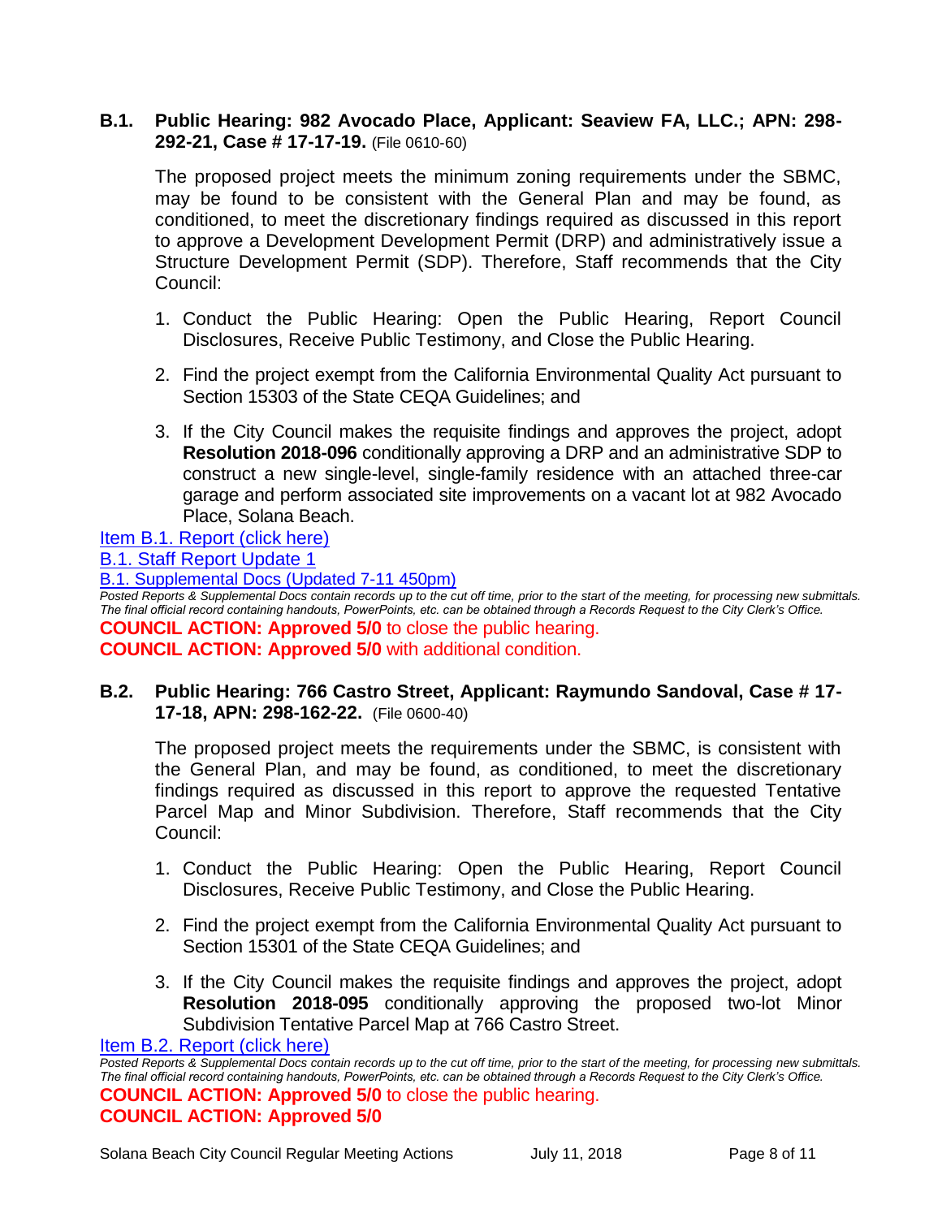**B.1. Public Hearing: 982 Avocado Place, Applicant: Seaview FA, LLC.; APN: 298-292-21, Case # 17-17-19.** (File 0610-60)

The proposed project meets the minimum zoning requirements under the SBMC, may be found to be consistent with the General Plan and may be found, as conditioned, to meet the discretionary findings required as discussed in this report to approve a Development Development Permit (DRP) and administratively issue a Structure Development Permit (SDP). Therefore, Staff recommends that the City Council:

1. Conduct the Public Hearing: Open the Public Hearing, Report Council Disclosures, Receive Public Testimony, and Close the Public Hearing.
2. Find the project exempt from the California Environmental Quality Act pursuant to Section 15303 of the State CEQA Guidelines; and
3. If the City Council makes the requisite findings and approves the project, adopt **Resolution 2018-096** conditionally approving a DRP and an administrative SDP to construct a new single-level, single-family residence with an attached three-car garage and perform associated site improvements on a vacant lot at 982 Avocado Place, Solana Beach.

Item B.1. Report (click here)

B.1. Staff Report Update 1

B.1. Supplemental Docs (Updated 7-11 450pm)

*Posted Reports & Supplemental Docs contain records up to the cut off time, prior to the start of the meeting, for processing new submittals. The final official record containing handouts, PowerPoints, etc. can be obtained through a Records Request to the City Clerk's Office.*

**COUNCIL ACTION: Approved 5/0** to close the public hearing.

**COUNCIL ACTION: Approved 5/0** with additional condition.

**B.2. Public Hearing: 766 Castro Street, Applicant: Raymundo Sandoval, Case # 17-17-18, APN: 298-162-22.** (File 0600-40)

The proposed project meets the requirements under the SBMC, is consistent with the General Plan, and may be found, as conditioned, to meet the discretionary findings required as discussed in this report to approve the requested Tentative Parcel Map and Minor Subdivision. Therefore, Staff recommends that the City Council:

1. Conduct the Public Hearing: Open the Public Hearing, Report Council Disclosures, Receive Public Testimony, and Close the Public Hearing.
2. Find the project exempt from the California Environmental Quality Act pursuant to Section 15301 of the State CEQA Guidelines; and
3. If the City Council makes the requisite findings and approves the project, adopt **Resolution 2018-095** conditionally approving the proposed two-lot Minor Subdivision Tentative Parcel Map at 766 Castro Street.

Item B.2. Report (click here)

*Posted Reports & Supplemental Docs contain records up to the cut off time, prior to the start of the meeting, for processing new submittals. The final official record containing handouts, PowerPoints, etc. can be obtained through a Records Request to the City Clerk's Office.*

**COUNCIL ACTION: Approved 5/0** to close the public hearing.

**COUNCIL ACTION: Approved 5/0**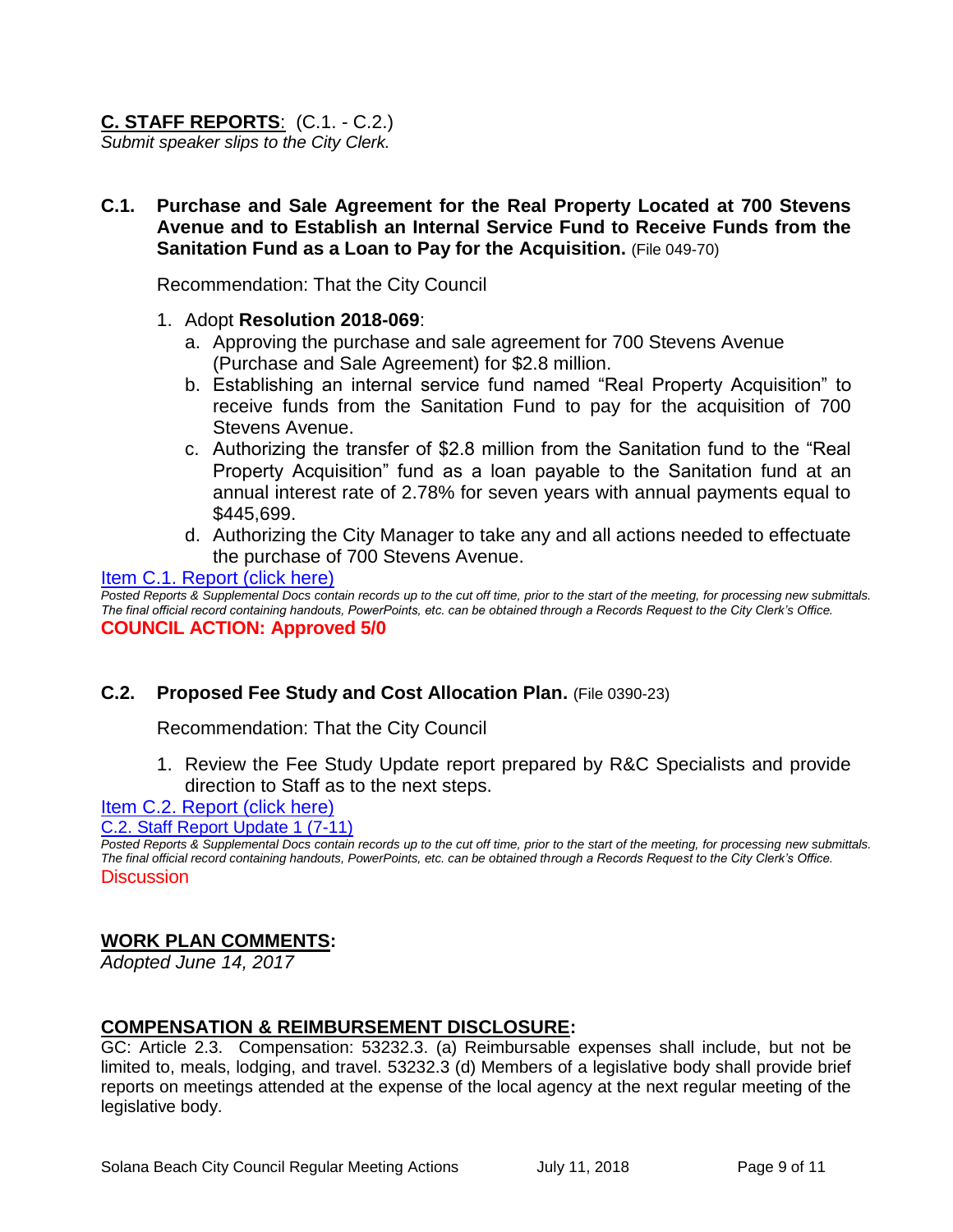## C. STAFF REPORTS: (C.1. - C.2.)

*Submit speaker slips to the City Clerk.*

**C.1. Purchase and Sale Agreement for the Real Property Located at 700 Stevens Avenue and to Establish an Internal Service Fund to Receive Funds from the Sanitation Fund as a Loan to Pay for the Acquisition.** (File 049-70)

Recommendation: That the City Council

1. Adopt **Resolution 2018-069**:
   a. Approving the purchase and sale agreement for 700 Stevens Avenue (Purchase and Sale Agreement) for $2.8 million.
   b. Establishing an internal service fund named "Real Property Acquisition" to receive funds from the Sanitation Fund to pay for the acquisition of 700 Stevens Avenue.
   c. Authorizing the transfer of $2.8 million from the Sanitation fund to the "Real Property Acquisition" fund as a loan payable to the Sanitation fund at an annual interest rate of 2.78% for seven years with annual payments equal to $445,699.
   d. Authorizing the City Manager to take any and all actions needed to effectuate the purchase of 700 Stevens Avenue.

Item C.1. Report (click here)

*Posted Reports & Supplemental Docs contain records up to the cut off time, prior to the start of the meeting, for processing new submittals. The final official record containing handouts, PowerPoints, etc. can be obtained through a Records Request to the City Clerk's Office.*

**COUNCIL ACTION: Approved 5/0**

**C.2. Proposed Fee Study and Cost Allocation Plan.** (File 0390-23)

Recommendation: That the City Council

1. Review the Fee Study Update report prepared by R&C Specialists and provide direction to Staff as to the next steps.

Item C.2. Report (click here)

C.2. Staff Report Update 1 (7-11)

*Posted Reports & Supplemental Docs contain records up to the cut off time, prior to the start of the meeting, for processing new submittals. The final official record containing handouts, PowerPoints, etc. can be obtained through a Records Request to the City Clerk's Office.*

Discussion

## WORK PLAN COMMENTS:

*Adopted June 14, 2017*

## COMPENSATION & REIMBURSEMENT DISCLOSURE:

GC: Article 2.3. Compensation: 53232.3. (a) Reimbursable expenses shall include, but not be limited to, meals, lodging, and travel. 53232.3 (d) Members of a legislative body shall provide brief reports on meetings attended at the expense of the local agency at the next regular meeting of the legislative body.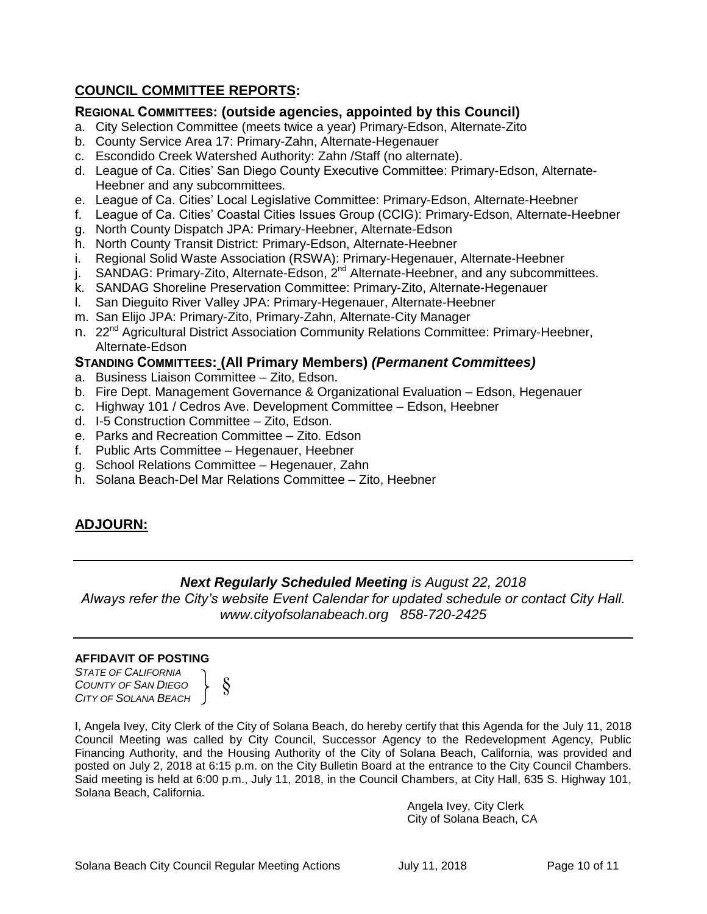## COUNCIL COMMITTEE REPORTS:

### REGIONAL COMMITTEES: (outside agencies, appointed by this Council)

a. City Selection Committee (meets twice a year) Primary-Edson, Alternate-Zito
b. County Service Area 17: Primary-Zahn, Alternate-Hegenauer
c. Escondido Creek Watershed Authority: Zahn /Staff (no alternate).
d. League of Ca. Cities' San Diego County Executive Committee: Primary-Edson, Alternate-Heebner and any subcommittees.
e. League of Ca. Cities' Local Legislative Committee: Primary-Edson, Alternate-Heebner
f. League of Ca. Cities' Coastal Cities Issues Group (CCIG): Primary-Edson, Alternate-Heebner
g. North County Dispatch JPA: Primary-Heebner, Alternate-Edson
h. North County Transit District: Primary-Edson, Alternate-Heebner
i. Regional Solid Waste Association (RSWA): Primary-Hegenauer, Alternate-Heebner
j. SANDAG: Primary-Zito, Alternate-Edson, 2nd Alternate-Heebner, and any subcommittees.
k. SANDAG Shoreline Preservation Committee: Primary-Zito, Alternate-Hegenauer
l. San Dieguito River Valley JPA: Primary-Hegenauer, Alternate-Heebner
m. San Elijo JPA: Primary-Zito, Primary-Zahn, Alternate-City Manager
n. 22nd Agricultural District Association Community Relations Committee: Primary-Heebner, Alternate-Edson

### STANDING COMMITTEES: (All Primary Members) *(Permanent Committees)*

a. Business Liaison Committee – Zito, Edson.
b. Fire Dept. Management Governance & Organizational Evaluation – Edson, Hegenauer
c. Highway 101 / Cedros Ave. Development Committee – Edson, Heebner
d. I-5 Construction Committee – Zito, Edson.
e. Parks and Recreation Committee – Zito. Edson
f. Public Arts Committee – Hegenauer, Heebner
g. School Relations Committee – Hegenauer, Zahn
h. Solana Beach-Del Mar Relations Committee – Zito, Heebner

## ADJOURN:

---

***Next Regularly Scheduled Meeting** is August 22, 2018*

*Always refer the City's website Event Calendar for updated schedule or contact City Hall.*
*www.cityofsolanabeach.org 858-720-2425*

---

**AFFIDAVIT OF POSTING**

*STATE OF CALIFORNIA*
*COUNTY OF SAN DIEGO* §
*CITY OF SOLANA BEACH*

I, Angela Ivey, City Clerk of the City of Solana Beach, do hereby certify that this Agenda for the July 11, 2018 Council Meeting was called by City Council, Successor Agency to the Redevelopment Agency, Public Financing Authority, and the Housing Authority of the City of Solana Beach, California, was provided and posted on July 2, 2018 at 6:15 p.m. on the City Bulletin Board at the entrance to the City Council Chambers. Said meeting is held at 6:00 p.m., July 11, 2018, in the Council Chambers, at City Hall, 635 S. Highway 101, Solana Beach, California.

Angela Ivey, City Clerk
City of Solana Beach, CA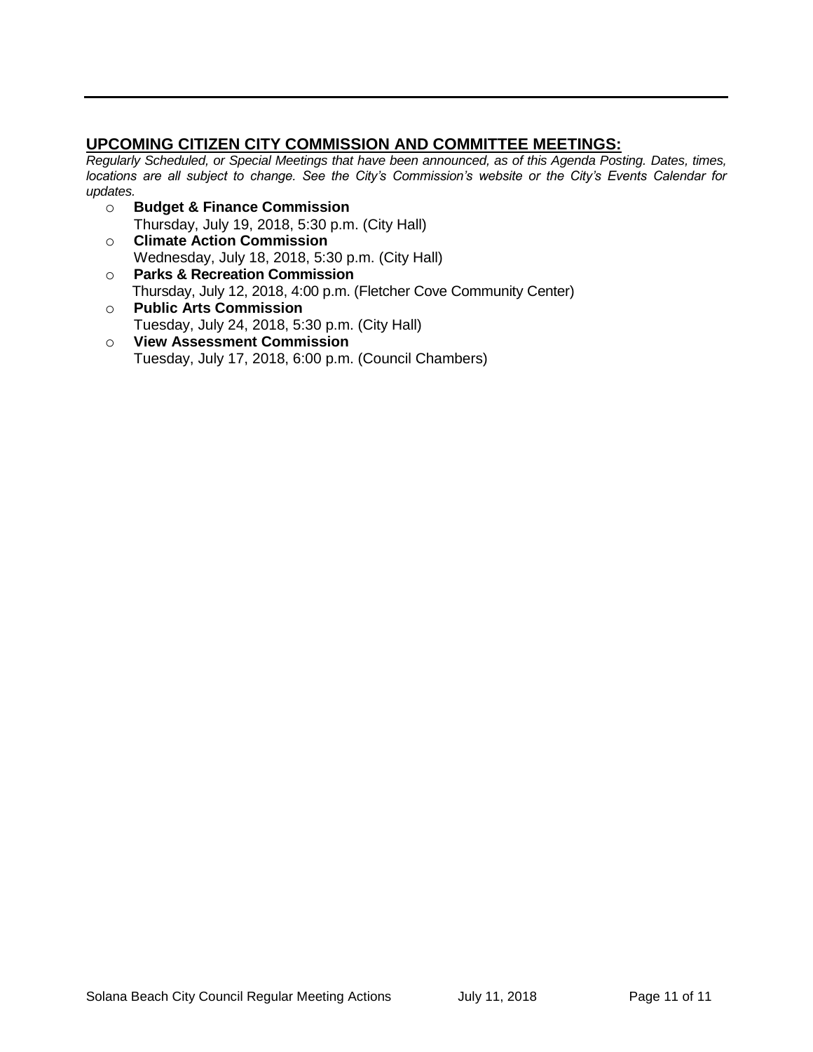## UPCOMING CITIZEN CITY COMMISSION AND COMMITTEE MEETINGS:

*Regularly Scheduled, or Special Meetings that have been announced, as of this Agenda Posting. Dates, times, locations are all subject to change. See the City's Commission's website or the City's Events Calendar for updates.*

- **Budget & Finance Commission**
  Thursday, July 19, 2018, 5:30 p.m. (City Hall)
- **Climate Action Commission**
  Wednesday, July 18, 2018, 5:30 p.m. (City Hall)
- **Parks & Recreation Commission**
  Thursday, July 12, 2018, 4:00 p.m. (Fletcher Cove Community Center)
- **Public Arts Commission**
  Tuesday, July 24, 2018, 5:30 p.m. (City Hall)
- **View Assessment Commission**
  Tuesday, July 17, 2018, 6:00 p.m. (Council Chambers)